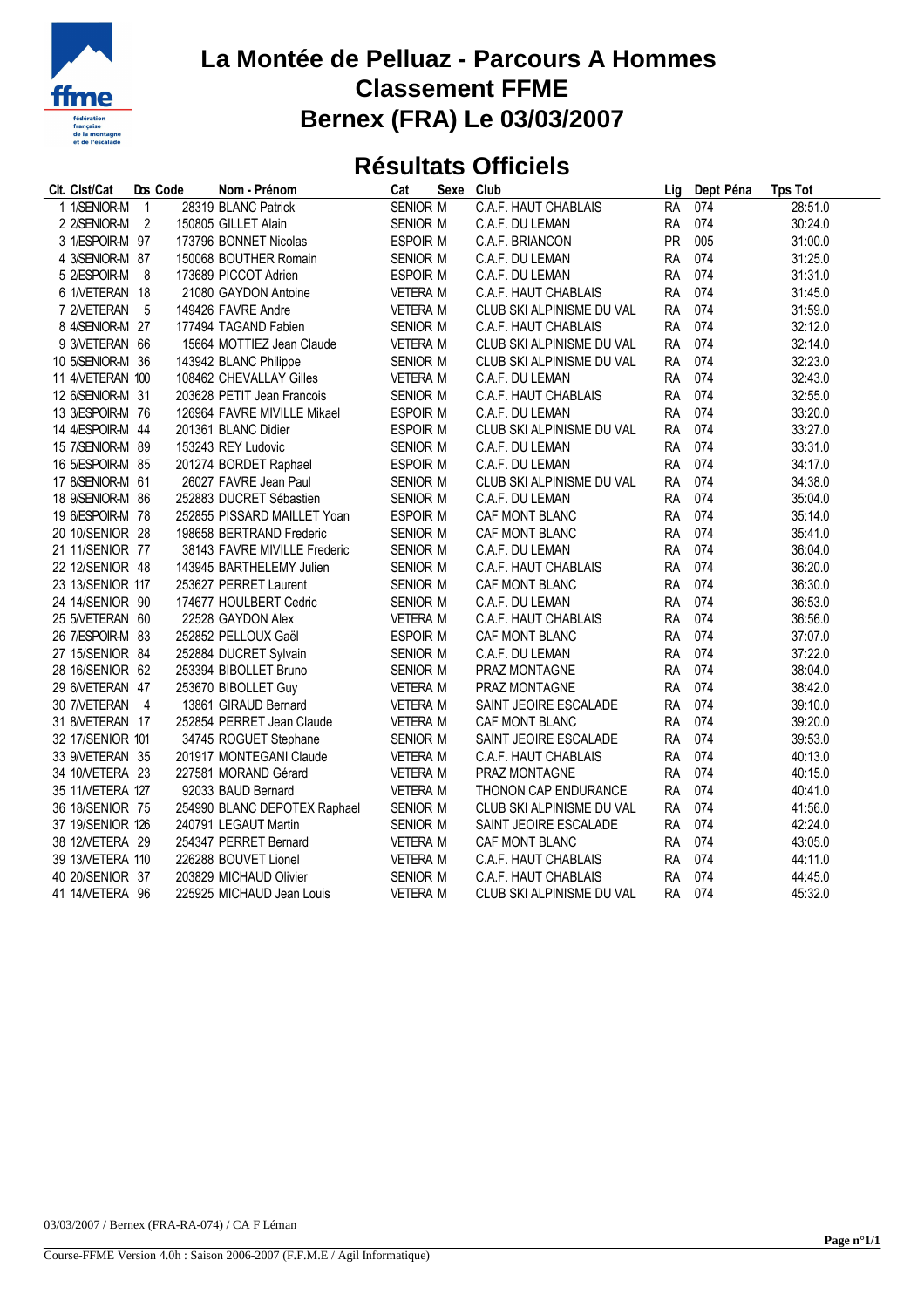# La Montée de Pelluaz - Parcours A Hommes
# Classement FFME
# Bernex (FRA) Le 03/03/2007

## Résultats Officiels

| Clt. | Clst/Cat | Dos | Code | Nom - Prénom | Cat | Sexe | Club | Lig | Dept | Péna | Tps Tot |
|---|---|---|---|---|---|---|---|---|---|---|---|
| 1 | 1/SENIOR-M | 1 | 28319 | BLANC Patrick | SENIOR | M | C.A.F. HAUT CHABLAIS | RA | 074 | | 28:51.0 |
| 2 | 2/SENIOR-M | 2 | 150805 | GILLET Alain | SENIOR | M | C.A.F. DU LEMAN | RA | 074 | | 30:24.0 |
| 3 | 1/ESPOIR-M | 97 | 173796 | BONNET Nicolas | ESPOIR | M | C.A.F. BRIANCON | PR | 005 | | 31:00.0 |
| 4 | 3/SENIOR-M | 87 | 150068 | BOUTHER Romain | SENIOR | M | C.A.F. DU LEMAN | RA | 074 | | 31:25.0 |
| 5 | 2/ESPOIR-M | 8 | 173689 | PICCOT Adrien | ESPOIR | M | C.A.F. DU LEMAN | RA | 074 | | 31:31.0 |
| 6 | 1/VETERAN | 18 | 21080 | GAYDON Antoine | VETERA | M | C.A.F. HAUT CHABLAIS | RA | 074 | | 31:45.0 |
| 7 | 2/VETERAN | 5 | 149426 | FAVRE Andre | VETERA | M | CLUB SKI ALPINISME DU VAL | RA | 074 | | 31:59.0 |
| 8 | 4/SENIOR-M | 27 | 177494 | TAGAND Fabien | SENIOR | M | C.A.F. HAUT CHABLAIS | RA | 074 | | 32:12.0 |
| 9 | 3/VETERAN | 66 | 15664 | MOTTIEZ Jean Claude | VETERA | M | CLUB SKI ALPINISME DU VAL | RA | 074 | | 32:14.0 |
| 10 | 5/SENIOR-M | 36 | 143942 | BLANC Philippe | SENIOR | M | CLUB SKI ALPINISME DU VAL | RA | 074 | | 32:23.0 |
| 11 | 4/VETERAN | 100 | 108462 | CHEVALLAY Gilles | VETERA | M | C.A.F. DU LEMAN | RA | 074 | | 32:43.0 |
| 12 | 6/SENIOR-M | 31 | 203628 | PETIT Jean Francois | SENIOR | M | C.A.F. HAUT CHABLAIS | RA | 074 | | 32:55.0 |
| 13 | 3/ESPOIR-M | 76 | 126964 | FAVRE MIVILLE Mikael | ESPOIR | M | C.A.F. DU LEMAN | RA | 074 | | 33:20.0 |
| 14 | 4/ESPOIR-M | 44 | 201361 | BLANC Didier | ESPOIR | M | CLUB SKI ALPINISME DU VAL | RA | 074 | | 33:27.0 |
| 15 | 7/SENIOR-M | 89 | 153243 | REY Ludovic | SENIOR | M | C.A.F. DU LEMAN | RA | 074 | | 33:31.0 |
| 16 | 5/ESPOIR-M | 85 | 201274 | BORDET Raphael | ESPOIR | M | C.A.F. DU LEMAN | RA | 074 | | 34:17.0 |
| 17 | 8/SENIOR-M | 61 | 26027 | FAVRE Jean Paul | SENIOR | M | CLUB SKI ALPINISME DU VAL | RA | 074 | | 34:38.0 |
| 18 | 9/SENIOR-M | 86 | 252883 | DUCRET Sébastien | SENIOR | M | C.A.F. DU LEMAN | RA | 074 | | 35:04.0 |
| 19 | 6/ESPOIR-M | 78 | 252855 | PISSARD MAILLET Yoan | ESPOIR | M | CAF MONT BLANC | RA | 074 | | 35:14.0 |
| 20 | 10/SENIOR | 28 | 198658 | BERTRAND Frederic | SENIOR | M | CAF MONT BLANC | RA | 074 | | 35:41.0 |
| 21 | 11/SENIOR | 77 | 38143 | FAVRE MIVILLE Frederic | SENIOR | M | C.A.F. DU LEMAN | RA | 074 | | 36:04.0 |
| 22 | 12/SENIOR | 48 | 143945 | BARTHELEMY Julien | SENIOR | M | C.A.F. HAUT CHABLAIS | RA | 074 | | 36:20.0 |
| 23 | 13/SENIOR | 117 | 253627 | PERRET Laurent | SENIOR | M | CAF MONT BLANC | RA | 074 | | 36:30.0 |
| 24 | 14/SENIOR | 90 | 174677 | HOULBERT Cedric | SENIOR | M | C.A.F. DU LEMAN | RA | 074 | | 36:53.0 |
| 25 | 5/VETERAN | 60 | 22528 | GAYDON Alex | VETERA | M | C.A.F. HAUT CHABLAIS | RA | 074 | | 36:56.0 |
| 26 | 7/ESPOIR-M | 83 | 252852 | PELLOUX Gaël | ESPOIR | M | CAF MONT BLANC | RA | 074 | | 37:07.0 |
| 27 | 15/SENIOR | 84 | 252884 | DUCRET Sylvain | SENIOR | M | C.A.F. DU LEMAN | RA | 074 | | 37:22.0 |
| 28 | 16/SENIOR | 62 | 253394 | BIBOLLET Bruno | SENIOR | M | PRAZ MONTAGNE | RA | 074 | | 38:04.0 |
| 29 | 6/VETERAN | 47 | 253670 | BIBOLLET Guy | VETERA | M | PRAZ MONTAGNE | RA | 074 | | 38:42.0 |
| 30 | 7/VETERAN | 4 | 13861 | GIRAUD Bernard | VETERA | M | SAINT JEOIRE ESCALADE | RA | 074 | | 39:10.0 |
| 31 | 8/VETERAN | 17 | 252854 | PERRET Jean Claude | VETERA | M | CAF MONT BLANC | RA | 074 | | 39:20.0 |
| 32 | 17/SENIOR | 101 | 34745 | ROGUET Stephane | SENIOR | M | SAINT JEOIRE ESCALADE | RA | 074 | | 39:53.0 |
| 33 | 9/VETERAN | 35 | 201917 | MONTEGANI Claude | VETERA | M | C.A.F. HAUT CHABLAIS | RA | 074 | | 40:13.0 |
| 34 | 10/VETERA | 23 | 227581 | MORAND Gérard | VETERA | M | PRAZ MONTAGNE | RA | 074 | | 40:15.0 |
| 35 | 11/VETERA | 127 | 92033 | BAUD Bernard | VETERA | M | THONON CAP ENDURANCE | RA | 074 | | 40:41.0 |
| 36 | 18/SENIOR | 75 | 254990 | BLANC DEPOTEX Raphael | SENIOR | M | CLUB SKI ALPINISME DU VAL | RA | 074 | | 41:56.0 |
| 37 | 19/SENIOR | 126 | 240791 | LEGAUT Martin | SENIOR | M | SAINT JEOIRE ESCALADE | RA | 074 | | 42:24.0 |
| 38 | 12/VETERA | 29 | 254347 | PERRET Bernard | VETERA | M | CAF MONT BLANC | RA | 074 | | 43:05.0 |
| 39 | 13/VETERA | 110 | 226288 | BOUVET Lionel | VETERA | M | C.A.F. HAUT CHABLAIS | RA | 074 | | 44:11.0 |
| 40 | 20/SENIOR | 37 | 203829 | MICHAUD Olivier | SENIOR | M | C.A.F. HAUT CHABLAIS | RA | 074 | | 44:45.0 |
| 41 | 14/VETERA | 96 | 225925 | MICHAUD Jean Louis | VETERA | M | CLUB SKI ALPINISME DU VAL | RA | 074 | | 45:32.0 |

03/03/2007 / Bernex (FRA-RA-074) / CA F Léman

Course-FFME Version 4.0h : Saison 2006-2007 (F.F.M.E / Agil Informatique)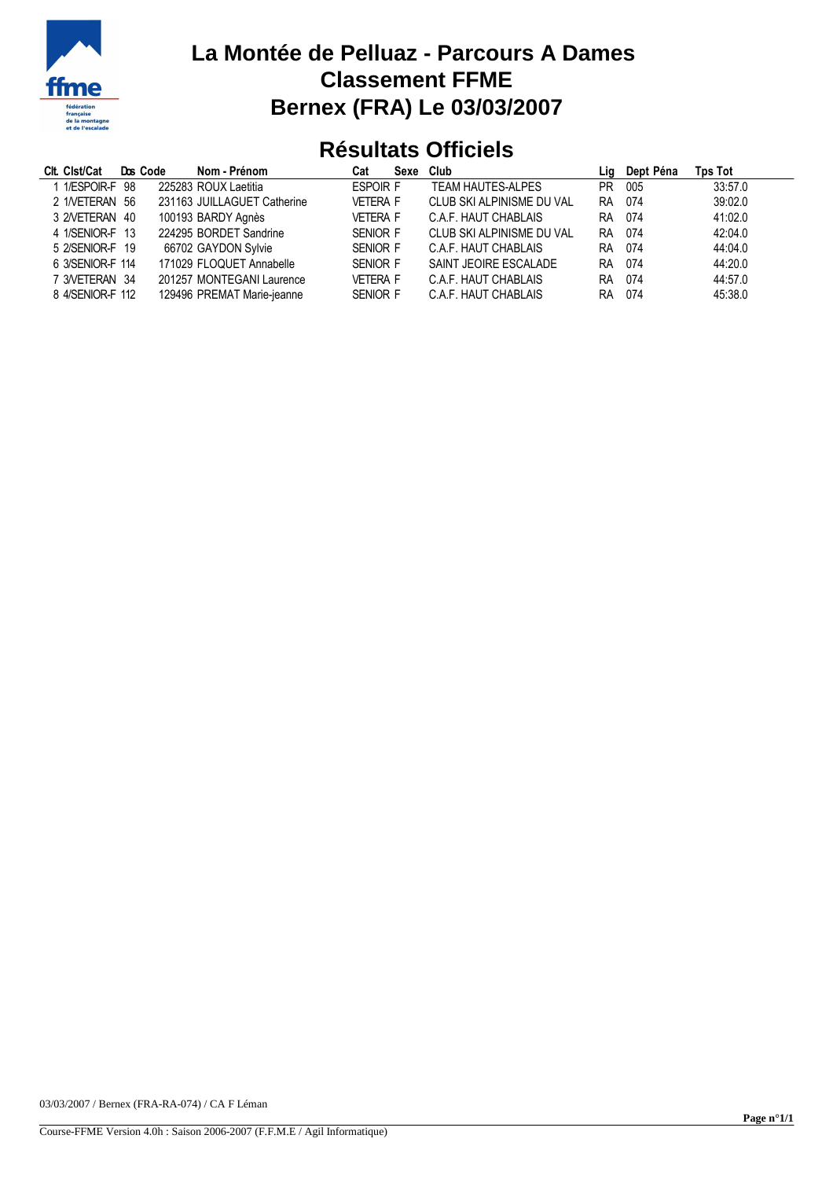# La Montée de Pelluaz - Parcours A Dames
# Classement FFME
# Bernex (FRA) Le 03/03/2007

## Résultats Officiels

| Clt. | Clst/Cat | Dos | Code | Nom - Prénom | Cat | Sexe | Club | Lig | Dept | Péna | Tps Tot |
|---|---|---|---|---|---|---|---|---|---|---|---|
| 1 | 1/ESPOIR-F | 98 | 225283 | ROUX Laetitia | ESPOIR | F | TEAM HAUTES-ALPES | PR | 005 | | 33:57.0 |
| 2 | 1/VETERAN | 56 | 231163 | JUILLAGUET Catherine | VETERA | F | CLUB SKI ALPINISME DU VAL | RA | 074 | | 39:02.0 |
| 3 | 2/VETERAN | 40 | 100193 | BARDY Agnès | VETERA | F | C.A.F. HAUT CHABLAIS | RA | 074 | | 41:02.0 |
| 4 | 1/SENIOR-F | 13 | 224295 | BORDET Sandrine | SENIOR | F | CLUB SKI ALPINISME DU VAL | RA | 074 | | 42:04.0 |
| 5 | 2/SENIOR-F | 19 | 66702 | GAYDON Sylvie | SENIOR | F | C.A.F. HAUT CHABLAIS | RA | 074 | | 44:04.0 |
| 6 | 3/SENIOR-F | 114 | 171029 | FLOQUET Annabelle | SENIOR | F | SAINT JEOIRE ESCALADE | RA | 074 | | 44:20.0 |
| 7 | 3/VETERAN | 34 | 201257 | MONTEGANI Laurence | VETERA | F | C.A.F. HAUT CHABLAIS | RA | 074 | | 44:57.0 |
| 8 | 4/SENIOR-F | 112 | 129496 | PREMAT Marie-jeanne | SENIOR | F | C.A.F. HAUT CHABLAIS | RA | 074 | | 45:38.0 |

03/03/2007 / Bernex (FRA-RA-074) / CA F Léman

Course-FFME Version 4.0h : Saison 2006-2007 (F.F.M.E / Agil Informatique)